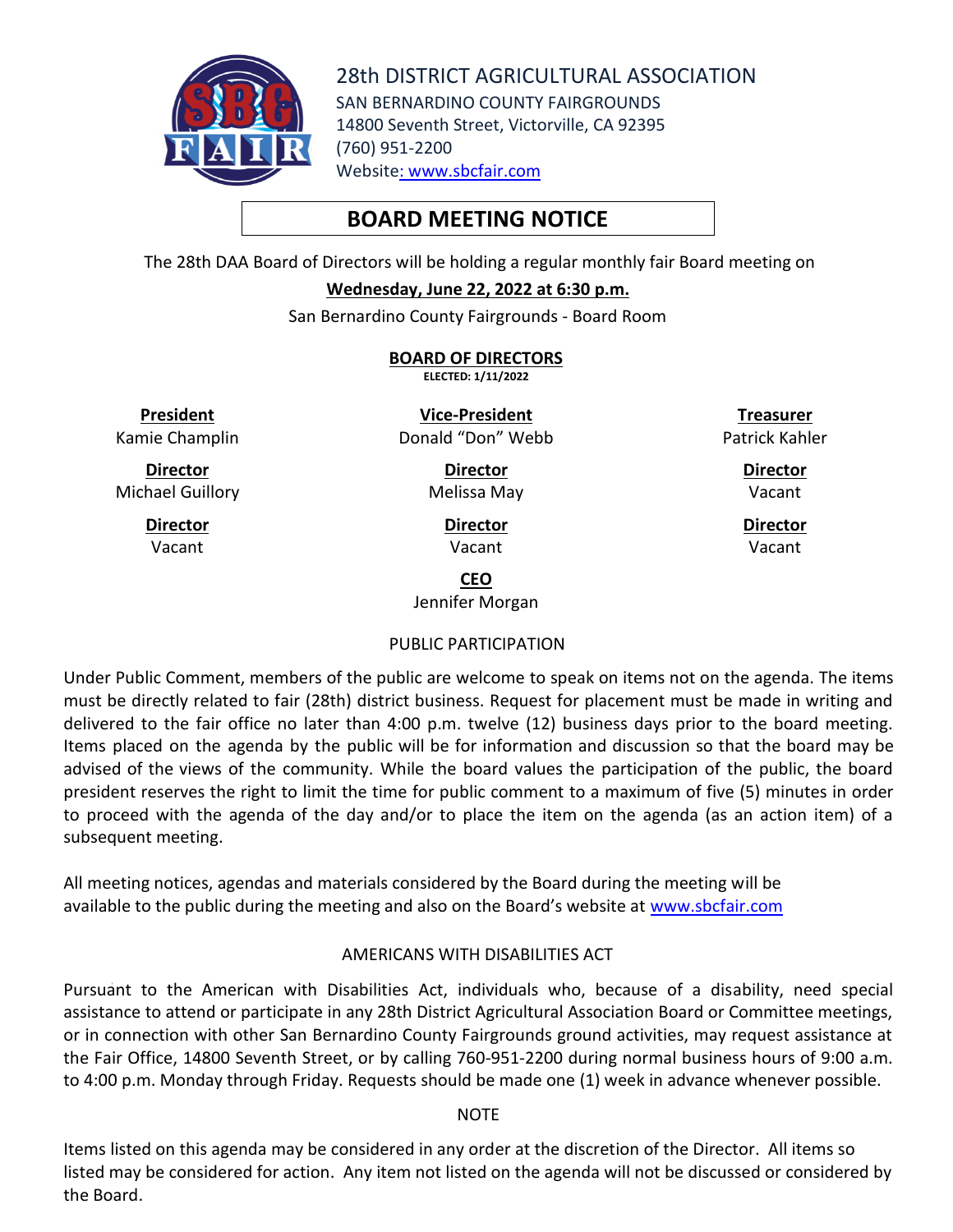# 28th DISTRICT AGRICULTURAL ASSOCIATION

SAN BERNARDINO COUNTY FAIRGROUNDS
14800 Seventh Street, Victorville, CA 92395
(760) 951-2200
Website: www.sbcfair.com

## BOARD MEETING NOTICE

The 28th DAA Board of Directors will be holding a regular monthly fair Board meeting on

**Wednesday, June 22, 2022 at 6:30 p.m.**

San Bernardino County Fairgrounds - Board Room

**BOARD OF DIRECTORS**
**ELECTED: 1/11/2022**

| **President** | **Vice-President** | **Treasurer** |
|---|---|---|
| Kamie Champlin | Donald "Don" Webb | Patrick Kahler |
| **Director** | **Director** | **Director** |
| Michael Guillory | Melissa May | Vacant |
| **Director** | **Director** | **Director** |
| Vacant | Vacant | Vacant |

**CEO**
Jennifer Morgan

### PUBLIC PARTICIPATION

Under Public Comment, members of the public are welcome to speak on items not on the agenda. The items must be directly related to fair (28th) district business. Request for placement must be made in writing and delivered to the fair office no later than 4:00 p.m. twelve (12) business days prior to the board meeting. Items placed on the agenda by the public will be for information and discussion so that the board may be advised of the views of the community. While the board values the participation of the public, the board president reserves the right to limit the time for public comment to a maximum of five (5) minutes in order to proceed with the agenda of the day and/or to place the item on the agenda (as an action item) of a subsequent meeting.

All meeting notices, agendas and materials considered by the Board during the meeting will be available to the public during the meeting and also on the Board's website at www.sbcfair.com

### AMERICANS WITH DISABILITIES ACT

Pursuant to the American with Disabilities Act, individuals who, because of a disability, need special assistance to attend or participate in any 28th District Agricultural Association Board or Committee meetings, or in connection with other San Bernardino County Fairgrounds ground activities, may request assistance at the Fair Office, 14800 Seventh Street, or by calling 760-951-2200 during normal business hours of 9:00 a.m. to 4:00 p.m. Monday through Friday. Requests should be made one (1) week in advance whenever possible.

### NOTE

Items listed on this agenda may be considered in any order at the discretion of the Director. All items so listed may be considered for action. Any item not listed on the agenda will not be discussed or considered by the Board.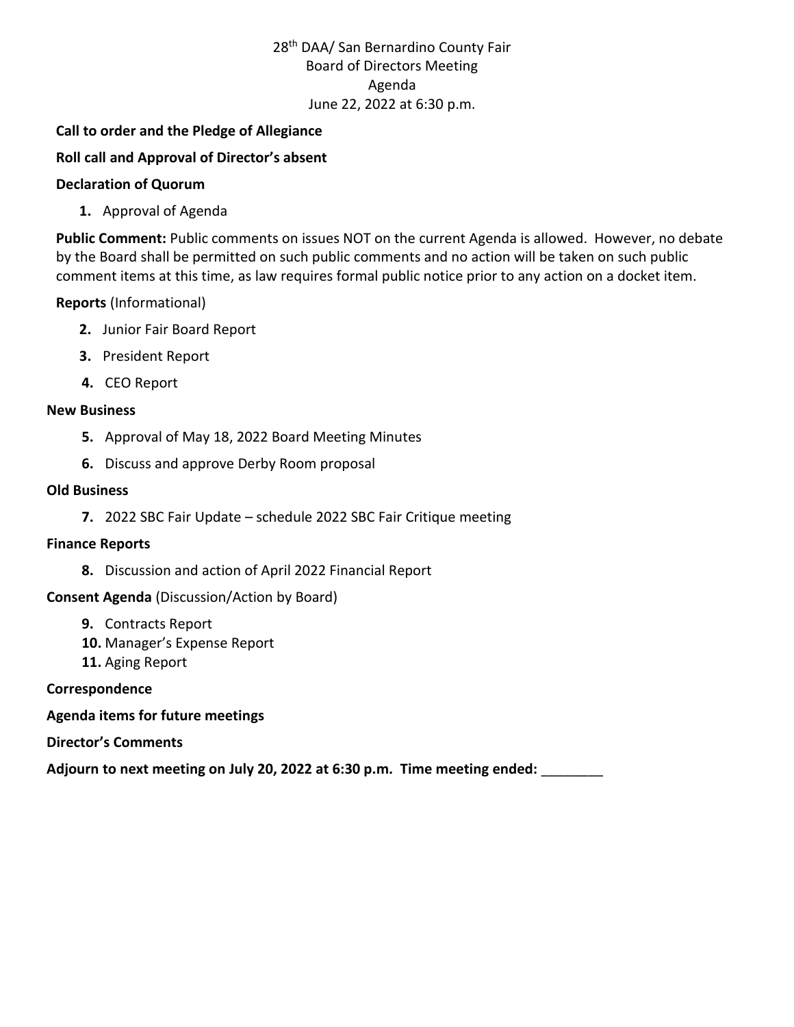28th DAA/ San Bernardino County Fair
Board of Directors Meeting
Agenda
June 22, 2022 at 6:30 p.m.

**Call to order and the Pledge of Allegiance**

**Roll call and Approval of Director's absent**

**Declaration of Quorum**

1. Approval of Agenda

**Public Comment:** Public comments on issues NOT on the current Agenda is allowed. However, no debate by the Board shall be permitted on such public comments and no action will be taken on such public comment items at this time, as law requires formal public notice prior to any action on a docket item.

**Reports** (Informational)

2. Junior Fair Board Report
3. President Report
4. CEO Report

**New Business**

5. Approval of May 18, 2022 Board Meeting Minutes
6. Discuss and approve Derby Room proposal

**Old Business**

7. 2022 SBC Fair Update – schedule 2022 SBC Fair Critique meeting

**Finance Reports**

8. Discussion and action of April 2022 Financial Report

**Consent Agenda** (Discussion/Action by Board)

9. Contracts Report
10. Manager's Expense Report
11. Aging Report

**Correspondence**

**Agenda items for future meetings**

**Director's Comments**

**Adjourn to next meeting on July 20, 2022 at 6:30 p.m. Time meeting ended: ________**